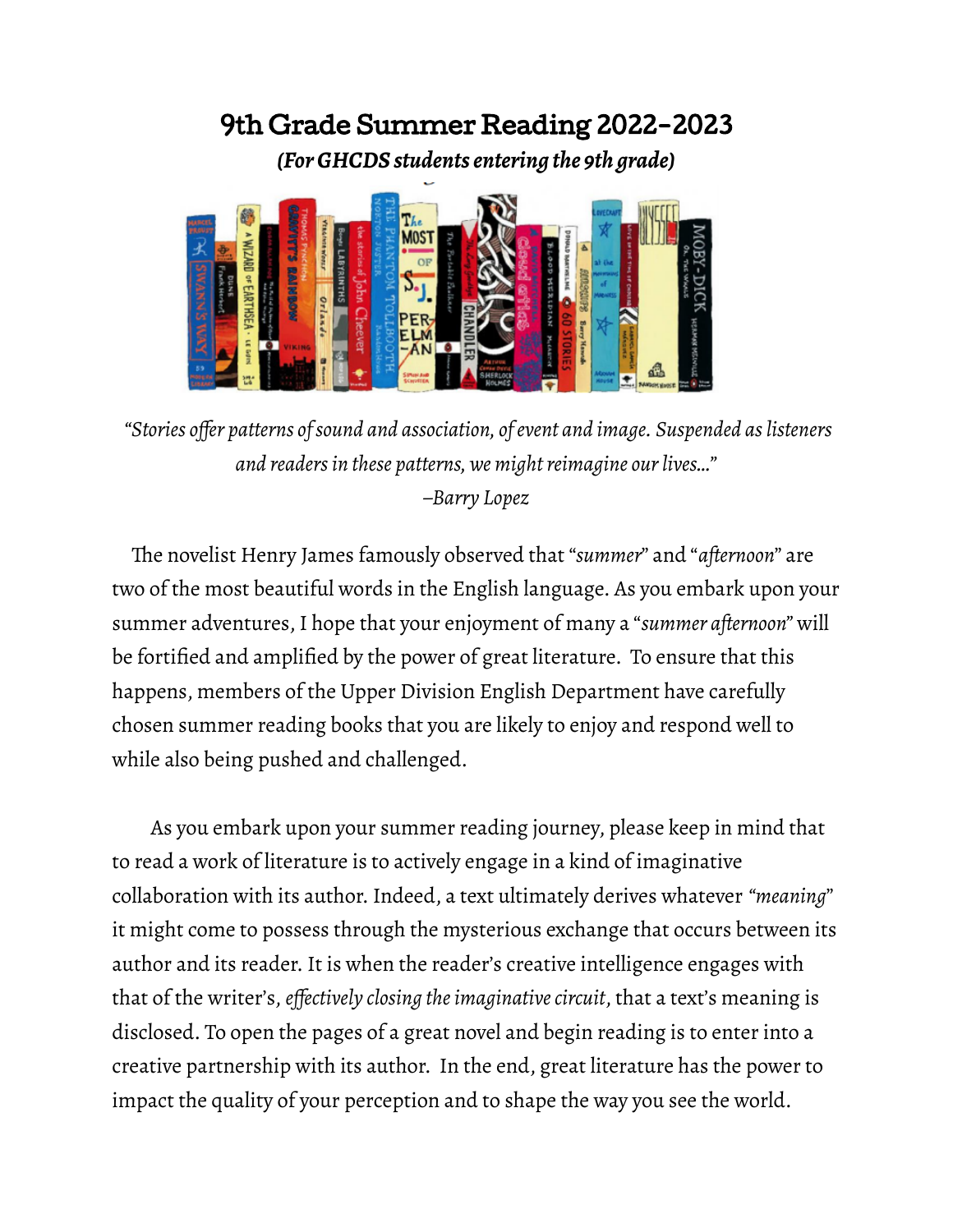# 9th Grade Summer Reading 2022-2023

***(For GHCDS students entering the 9th grade)***

*"Stories offer patterns of sound and association, of event and image. Suspended as listeners and readers in these patterns, we might reimagine our lives…"*
*–Barry Lopez*

The novelist Henry James famously observed that "*summer*" and "*afternoon*" are two of the most beautiful words in the English language. As you embark upon your summer adventures, I hope that your enjoyment of many a "*summer afternoon*" will be fortified and amplified by the power of great literature. To ensure that this happens, members of the Upper Division English Department have carefully chosen summer reading books that you are likely to enjoy and respond well to while also being pushed and challenged.

As you embark upon your summer reading journey, please keep in mind that to read a work of literature is to actively engage in a kind of imaginative collaboration with its author. Indeed, a text ultimately derives whatever *"meaning"* it might come to possess through the mysterious exchange that occurs between its author and its reader. It is when the reader's creative intelligence engages with that of the writer's, *effectively closing the imaginative circuit*, that a text's meaning is disclosed. To open the pages of a great novel and begin reading is to enter into a creative partnership with its author. In the end, great literature has the power to impact the quality of your perception and to shape the way you see the world.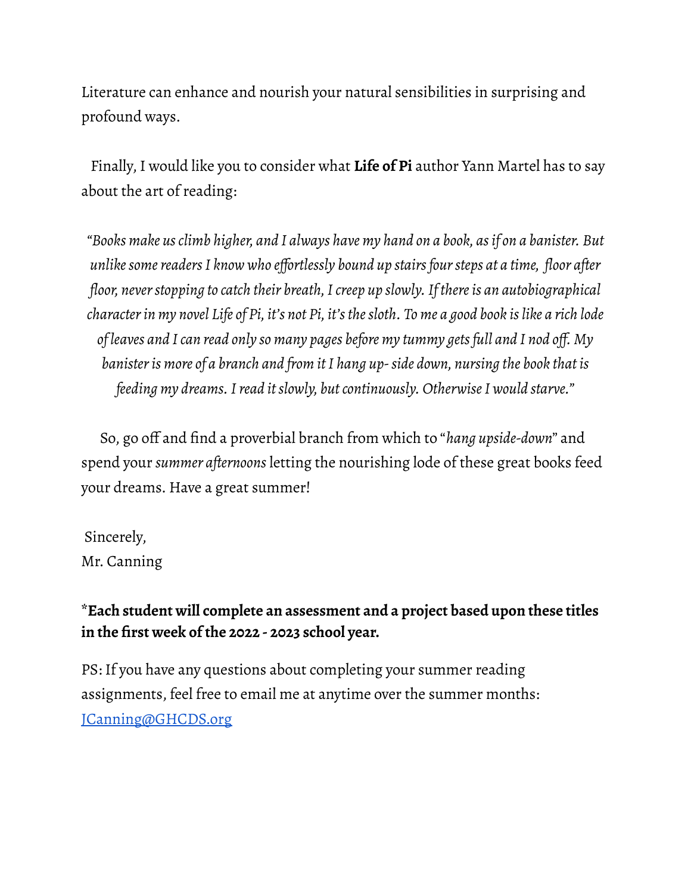Literature can enhance and nourish your natural sensibilities in surprising and profound ways.

Finally, I would like you to consider what **Life of Pi** author Yann Martel has to say about the art of reading:

> *"Books make us climb higher, and I always have my hand on a book, as if on a banister. But unlike some readers I know who effortlessly bound up stairs four steps at a time, floor after floor, never stopping to catch their breath, I creep up slowly. If there is an autobiographical character in my novel Life of Pi, it's not Pi, it's the sloth. To me a good book is like a rich lode of leaves and I can read only so many pages before my tummy gets full and I nod off. My banister is more of a branch and from it I hang up- side down, nursing the book that is feeding my dreams. I read it slowly, but continuously. Otherwise I would starve."*

So, go off and find a proverbial branch from which to "*hang upside-down*" and spend your *summer afternoons* letting the nourishing lode of these great books feed your dreams. Have a great summer!

Sincerely,
Mr. Canning

***Each student will complete an assessment and a project based upon these titles in the first week of the 2022 - 2023 school year.**

PS: If you have any questions about completing your summer reading assignments, feel free to email me at anytime over the summer months: [JCanning@GHCDS.org](mailto:JCanning@GHCDS.org)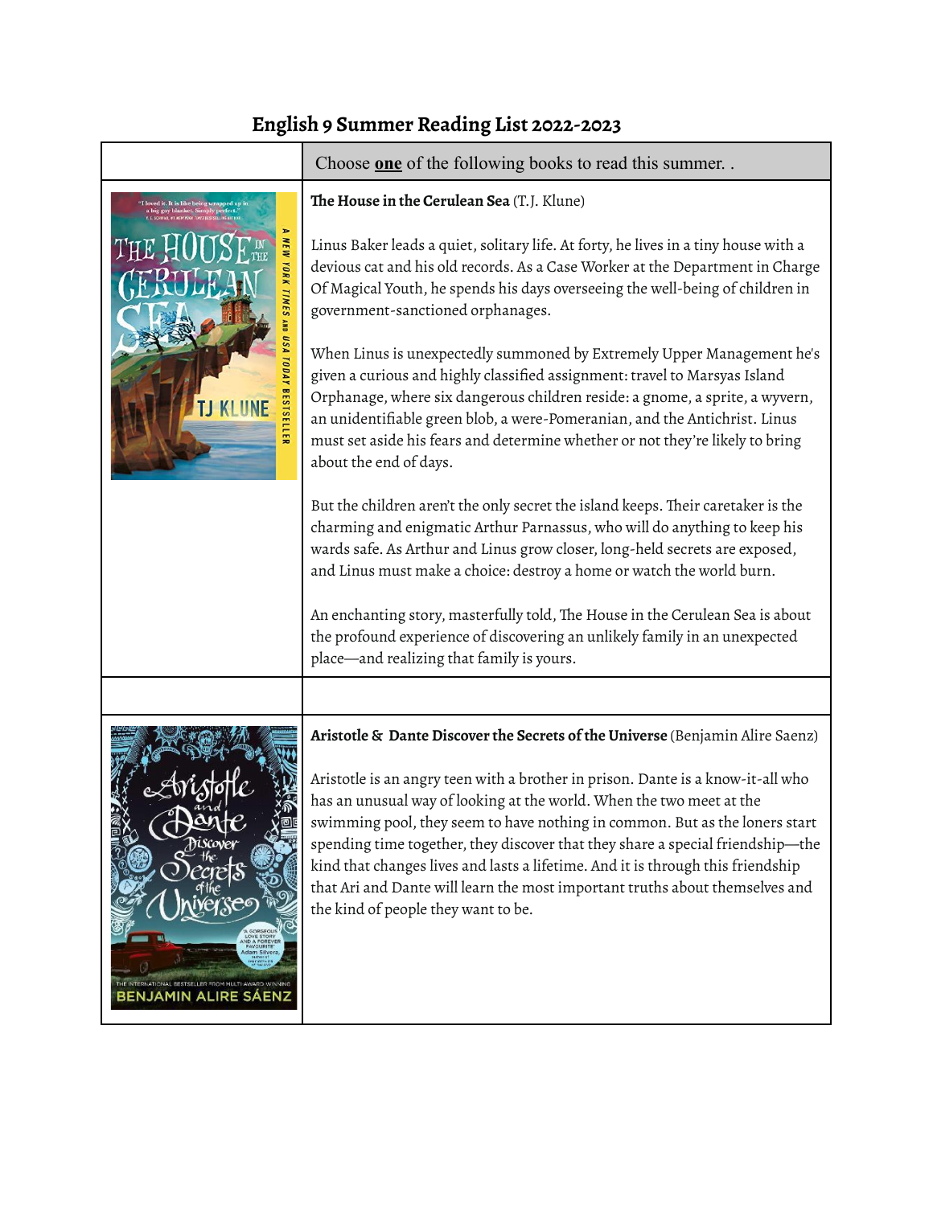## English 9 Summer Reading List 2022-2023

Choose **one** of the following books to read this summer. .

**The House in the Cerulean Sea** (T.J. Klune)

Linus Baker leads a quiet, solitary life. At forty, he lives in a tiny house with a devious cat and his old records. As a Case Worker at the Department in Charge Of Magical Youth, he spends his days overseeing the well-being of children in government-sanctioned orphanages.

When Linus is unexpectedly summoned by Extremely Upper Management he's given a curious and highly classified assignment: travel to Marsyas Island Orphanage, where six dangerous children reside: a gnome, a sprite, a wyvern, an unidentifiable green blob, a were-Pomeranian, and the Antichrist. Linus must set aside his fears and determine whether or not they're likely to bring about the end of days.

But the children aren't the only secret the island keeps. Their caretaker is the charming and enigmatic Arthur Parnassus, who will do anything to keep his wards safe. As Arthur and Linus grow closer, long-held secrets are exposed, and Linus must make a choice: destroy a home or watch the world burn.

An enchanting story, masterfully told, The House in the Cerulean Sea is about the profound experience of discovering an unlikely family in an unexpected place—and realizing that family is yours.

**Aristotle & Dante Discover the Secrets of the Universe** (Benjamin Alire Saenz)

Aristotle is an angry teen with a brother in prison. Dante is a know-it-all who has an unusual way of looking at the world. When the two meet at the swimming pool, they seem to have nothing in common. But as the loners start spending time together, they discover that they share a special friendship—the kind that changes lives and lasts a lifetime. And it is through this friendship that Ari and Dante will learn the most important truths about themselves and the kind of people they want to be.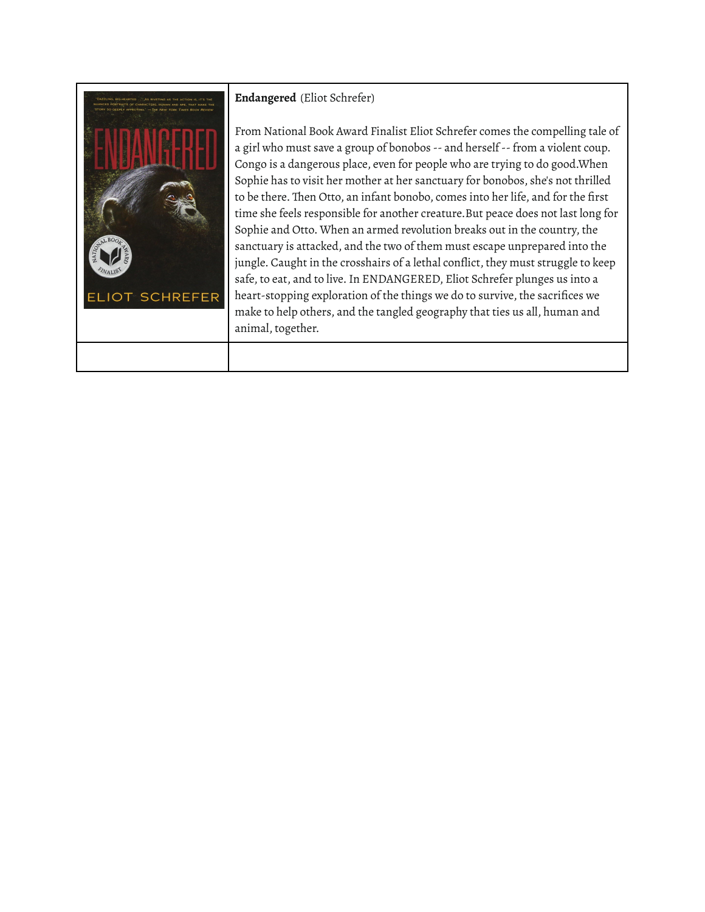| | |
|---|---|
| | **Endangered** (Eliot Schrefer)<br><br>From National Book Award Finalist Eliot Schrefer comes the compelling tale of a girl who must save a group of bonobos -- and herself -- from a violent coup. Congo is a dangerous place, even for people who are trying to do good.When Sophie has to visit her mother at her sanctuary for bonobos, she's not thrilled to be there. Then Otto, an infant bonobo, comes into her life, and for the first time she feels responsible for another creature.But peace does not last long for Sophie and Otto. When an armed revolution breaks out in the country, the sanctuary is attacked, and the two of them must escape unprepared into the jungle. Caught in the crosshairs of a lethal conflict, they must struggle to keep safe, to eat, and to live. In ENDANGERED, Eliot Schrefer plunges us into a heart-stopping exploration of the things we do to survive, the sacrifices we make to help others, and the tangled geography that ties us all, human and animal, together. |
| | |